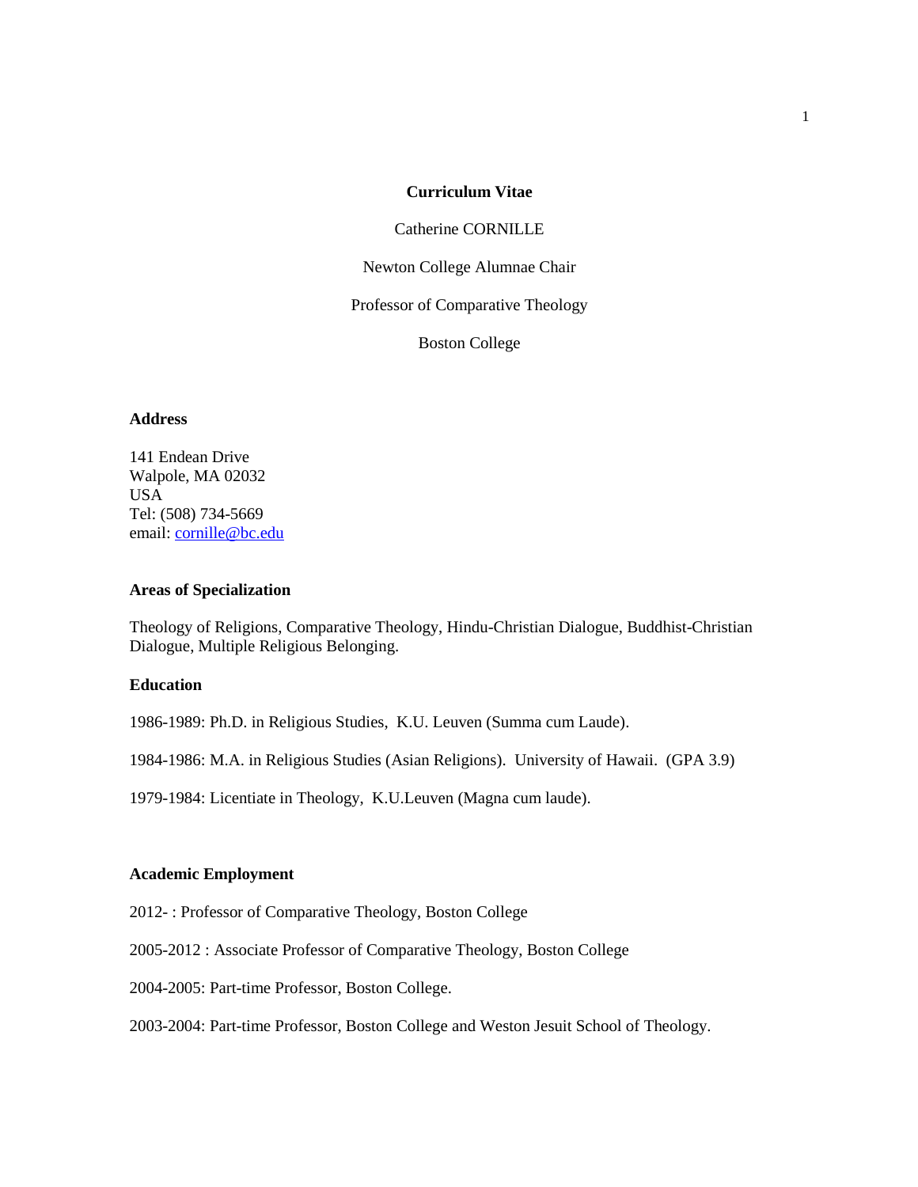# Curriculum Vitae

Catherine CORNILLE

Newton College Alumnae Chair

Professor of Comparative Theology

Boston College

## Address

141 Endean Drive
Walpole, MA 02032
USA
Tel: (508) 734-5669
email: cornille@bc.edu

## Areas of Specialization

Theology of Religions, Comparative Theology, Hindu-Christian Dialogue, Buddhist-Christian Dialogue, Multiple Religious Belonging.

## Education

1986-1989: Ph.D. in Religious Studies, K.U. Leuven (Summa cum Laude).

1984-1986: M.A. in Religious Studies (Asian Religions). University of Hawaii. (GPA 3.9)

1979-1984: Licentiate in Theology, K.U.Leuven (Magna cum laude).

## Academic Employment

2012- : Professor of Comparative Theology, Boston College

2005-2012 : Associate Professor of Comparative Theology, Boston College

2004-2005: Part-time Professor, Boston College.

2003-2004: Part-time Professor, Boston College and Weston Jesuit School of Theology.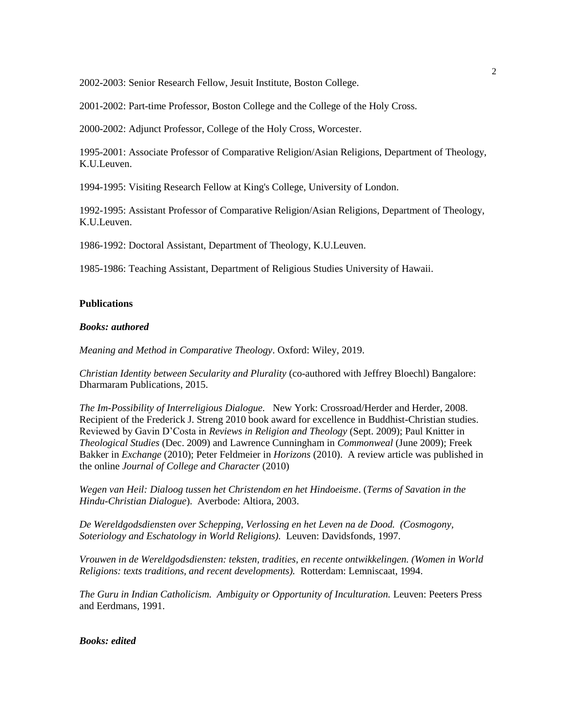2002-2003: Senior Research Fellow, Jesuit Institute, Boston College.

2001-2002: Part-time Professor, Boston College and the College of the Holy Cross.

2000-2002: Adjunct Professor, College of the Holy Cross, Worcester.

1995-2001: Associate Professor of Comparative Religion/Asian Religions, Department of Theology, K.U.Leuven.

1994-1995: Visiting Research Fellow at King's College, University of London.

1992-1995: Assistant Professor of Comparative Religion/Asian Religions, Department of Theology, K.U.Leuven.

1986-1992: Doctoral Assistant, Department of Theology, K.U.Leuven.

1985-1986: Teaching Assistant, Department of Religious Studies University of Hawaii.

## Publications

### *Books: authored*

*Meaning and Method in Comparative Theology*. Oxford: Wiley, 2019.

*Christian Identity between Secularity and Plurality* (co-authored with Jeffrey Bloechl) Bangalore: Dharmaram Publications, 2015.

*The Im-Possibility of Interreligious Dialogue.* New York: Crossroad/Herder and Herder, 2008. Recipient of the Frederick J. Streng 2010 book award for excellence in Buddhist-Christian studies. Reviewed by Gavin D'Costa in *Reviews in Religion and Theology* (Sept. 2009); Paul Knitter in *Theological Studies* (Dec. 2009) and Lawrence Cunningham in *Commonweal* (June 2009); Freek Bakker in *Exchange* (2010); Peter Feldmeier in *Horizons* (2010). A review article was published in the online *Journal of College and Character* (2010)

*Wegen van Heil: Dialoog tussen het Christendom en het Hindoeisme*. (*Terms of Savation in the Hindu-Christian Dialogue*). Averbode: Altiora, 2003.

*De Wereldgodsdiensten over Schepping, Verlossing en het Leven na de Dood. (Cosmogony, Soteriology and Eschatology in World Religions).* Leuven: Davidsfonds, 1997.

*Vrouwen in de Wereldgodsdiensten: teksten, tradities, en recente ontwikkelingen. (Women in World Religions: texts traditions, and recent developments).* Rotterdam: Lemniscaat, 1994.

*The Guru in Indian Catholicism. Ambiguity or Opportunity of Inculturation.* Leuven: Peeters Press and Eerdmans, 1991.

### *Books: edited*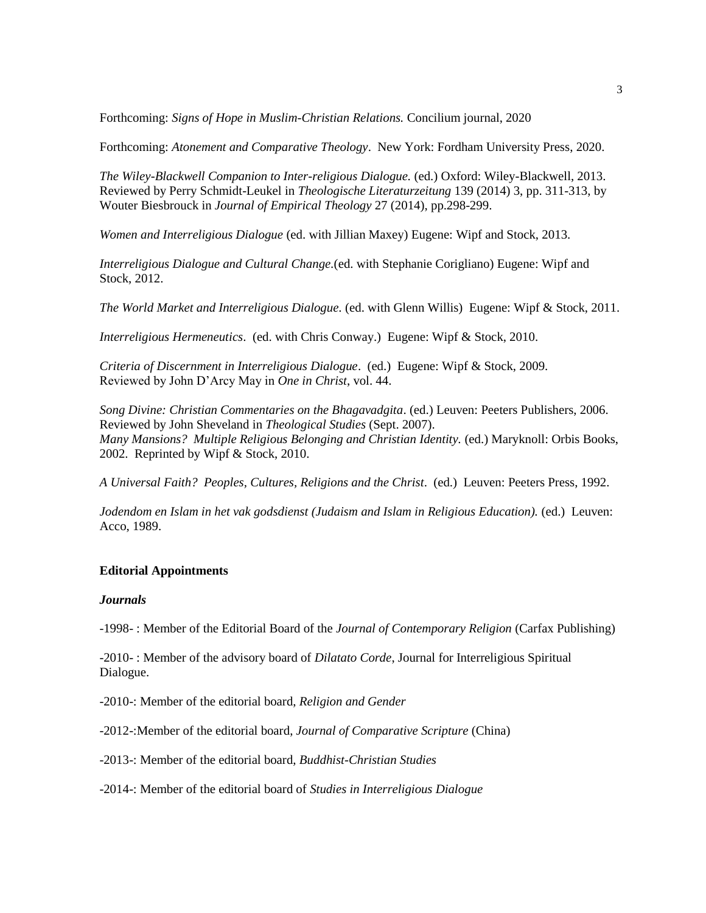Forthcoming: *Signs of Hope in Muslim-Christian Relations.* Concilium journal, 2020

Forthcoming: *Atonement and Comparative Theology*. New York: Fordham University Press, 2020.

*The Wiley-Blackwell Companion to Inter-religious Dialogue.* (ed.) Oxford: Wiley-Blackwell, 2013. Reviewed by Perry Schmidt-Leukel in *Theologische Literaturzeitung* 139 (2014) 3, pp. 311-313, by Wouter Biesbrouck in *Journal of Empirical Theology* 27 (2014), pp.298-299.

*Women and Interreligious Dialogue* (ed. with Jillian Maxey) Eugene: Wipf and Stock, 2013.

*Interreligious Dialogue and Cultural Change*.(ed. with Stephanie Corigliano) Eugene: Wipf and Stock, 2012.

*The World Market and Interreligious Dialogue*. (ed. with Glenn Willis) Eugene: Wipf & Stock, 2011.

*Interreligious Hermeneutics*. (ed. with Chris Conway.) Eugene: Wipf & Stock, 2010.

*Criteria of Discernment in Interreligious Dialogue*. (ed.) Eugene: Wipf & Stock, 2009. Reviewed by John D'Arcy May in *One in Christ*, vol. 44.

*Song Divine: Christian Commentaries on the Bhagavadgita*. (ed.) Leuven: Peeters Publishers, 2006. Reviewed by John Sheveland in *Theological Studies* (Sept. 2007).
*Many Mansions? Multiple Religious Belonging and Christian Identity.* (ed.) Maryknoll: Orbis Books, 2002. Reprinted by Wipf & Stock, 2010.

*A Universal Faith? Peoples, Cultures, Religions and the Christ*. (ed.) Leuven: Peeters Press, 1992.

*Jodendom en Islam in het vak godsdienst (Judaism and Islam in Religious Education).* (ed.) Leuven: Acco, 1989.

**Editorial Appointments**

***Journals***

-1998- : Member of the Editorial Board of the *Journal of Contemporary Religion* (Carfax Publishing)

-2010- : Member of the advisory board of *Dilatato Corde*, Journal for Interreligious Spiritual Dialogue.

-2010-: Member of the editorial board, *Religion and Gender*

-2012-:Member of the editorial board, *Journal of Comparative Scripture* (China)

-2013-: Member of the editorial board, *Buddhist-Christian Studies*

-2014-: Member of the editorial board of *Studies in Interreligious Dialogue*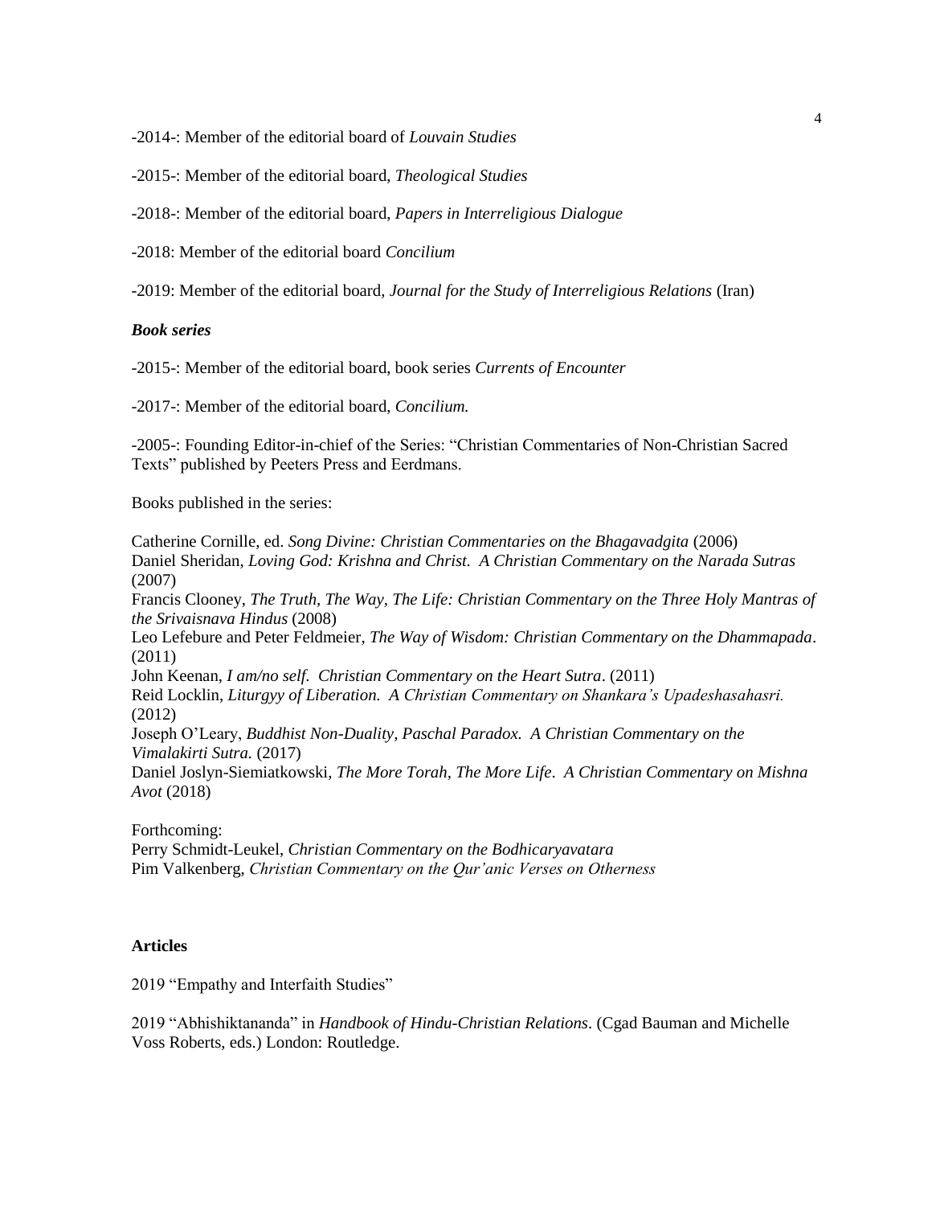-2014-: Member of the editorial board of *Louvain Studies*

-2015-: Member of the editorial board, *Theological Studies*

-2018-: Member of the editorial board, *Papers in Interreligious Dialogue*

-2018: Member of the editorial board *Concilium*

-2019: Member of the editorial board, *Journal for the Study of Interreligious Relations* (Iran)

***Book series***

-2015-: Member of the editorial board, book series *Currents of Encounter*

-2017-: Member of the editorial board, *Concilium.*

-2005-: Founding Editor-in-chief of the Series: "Christian Commentaries of Non-Christian Sacred Texts" published by Peeters Press and Eerdmans.

Books published in the series:

Catherine Cornille, ed. *Song Divine: Christian Commentaries on the Bhagavadgita* (2006)
Daniel Sheridan, *Loving God: Krishna and Christ. A Christian Commentary on the Narada Sutras* (2007)
Francis Clooney, *The Truth, The Way, The Life: Christian Commentary on the Three Holy Mantras of the Srivaisnava Hindus* (2008)
Leo Lefebure and Peter Feldmeier, *The Way of Wisdom: Christian Commentary on the Dhammapada*. (2011)
John Keenan, *I am/no self. Christian Commentary on the Heart Sutra*. (2011)
Reid Locklin, *Liturgyy of Liberation. A Christian Commentary on Shankara's Upadeshasahasri.* (2012)
Joseph O'Leary, *Buddhist Non-Duality, Paschal Paradox. A Christian Commentary on the Vimalakirti Sutra.* (2017)
Daniel Joslyn-Siemiatkowski, *The More Torah, The More Life. A Christian Commentary on Mishna Avot* (2018)

Forthcoming:
Perry Schmidt-Leukel, *Christian Commentary on the Bodhicaryavatara*
Pim Valkenberg, *Christian Commentary on the Qur'anic Verses on Otherness*

**Articles**

2019 "Empathy and Interfaith Studies"

2019 "Abhishiktananda" in *Handbook of Hindu-Christian Relations*. (Cgad Bauman and Michelle Voss Roberts, eds.) London: Routledge.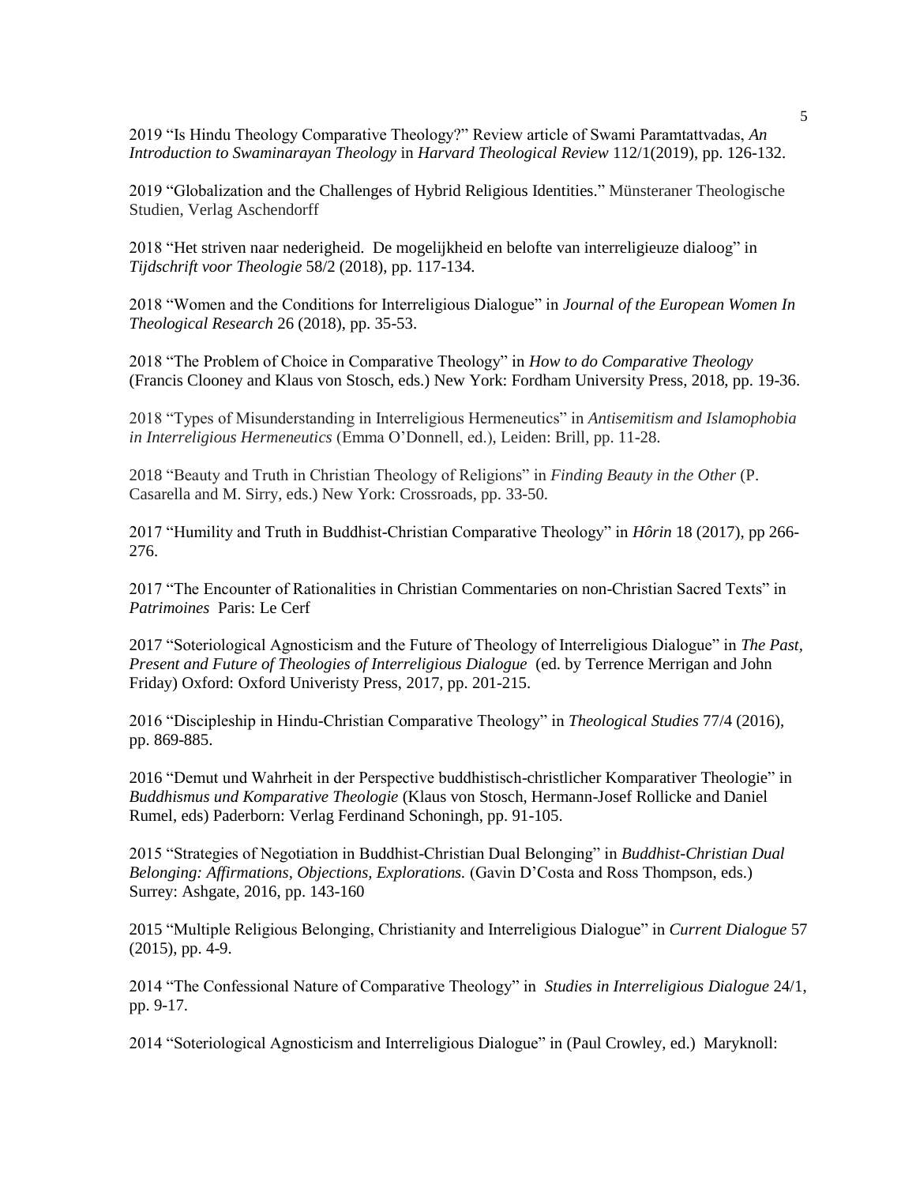2019 "Is Hindu Theology Comparative Theology?" Review article of Swami Paramtattvadas, *An Introduction to Swaminarayan Theology* in *Harvard Theological Review* 112/1(2019), pp. 126-132.

2019 "Globalization and the Challenges of Hybrid Religious Identities." Münsteraner Theologische Studien, Verlag Aschendorff

2018 "Het striven naar nederigheid. De mogelijkheid en belofte van interreligieuze dialoog" in *Tijdschrift voor Theologie* 58/2 (2018), pp. 117-134.

2018 "Women and the Conditions for Interreligious Dialogue" in *Journal of the European Women In Theological Research* 26 (2018), pp. 35-53.

2018 "The Problem of Choice in Comparative Theology" in *How to do Comparative Theology* (Francis Clooney and Klaus von Stosch, eds.) New York: Fordham University Press, 2018, pp. 19-36.

2018 "Types of Misunderstanding in Interreligious Hermeneutics" in *Antisemitism and Islamophobia in Interreligious Hermeneutics* (Emma O'Donnell, ed.), Leiden: Brill, pp. 11-28.

2018 "Beauty and Truth in Christian Theology of Religions" in *Finding Beauty in the Other* (P. Casarella and M. Sirry, eds.) New York: Crossroads, pp. 33-50.

2017 "Humility and Truth in Buddhist-Christian Comparative Theology" in *Hôrin* 18 (2017), pp 266-276.

2017 "The Encounter of Rationalities in Christian Commentaries on non-Christian Sacred Texts" in *Patrimoines* Paris: Le Cerf

2017 "Soteriological Agnosticism and the Future of Theology of Interreligious Dialogue" in *The Past, Present and Future of Theologies of Interreligious Dialogue* (ed. by Terrence Merrigan and John Friday) Oxford: Oxford Univeristy Press, 2017, pp. 201-215.

2016 "Discipleship in Hindu-Christian Comparative Theology" in *Theological Studies* 77/4 (2016), pp. 869-885.

2016 "Demut und Wahrheit in der Perspective buddhistisch-christlicher Komparativer Theologie" in *Buddhismus und Komparative Theologie* (Klaus von Stosch, Hermann-Josef Rollicke and Daniel Rumel, eds) Paderborn: Verlag Ferdinand Schoningh, pp. 91-105.

2015 "Strategies of Negotiation in Buddhist-Christian Dual Belonging" in *Buddhist-Christian Dual Belonging: Affirmations, Objections, Explorations.* (Gavin D'Costa and Ross Thompson, eds.) Surrey: Ashgate, 2016, pp. 143-160

2015 "Multiple Religious Belonging, Christianity and Interreligious Dialogue" in *Current Dialogue* 57 (2015), pp. 4-9.

2014 "The Confessional Nature of Comparative Theology" in *Studies in Interreligious Dialogue* 24/1, pp. 9-17.

2014 "Soteriological Agnosticism and Interreligious Dialogue" in (Paul Crowley, ed.) Maryknoll: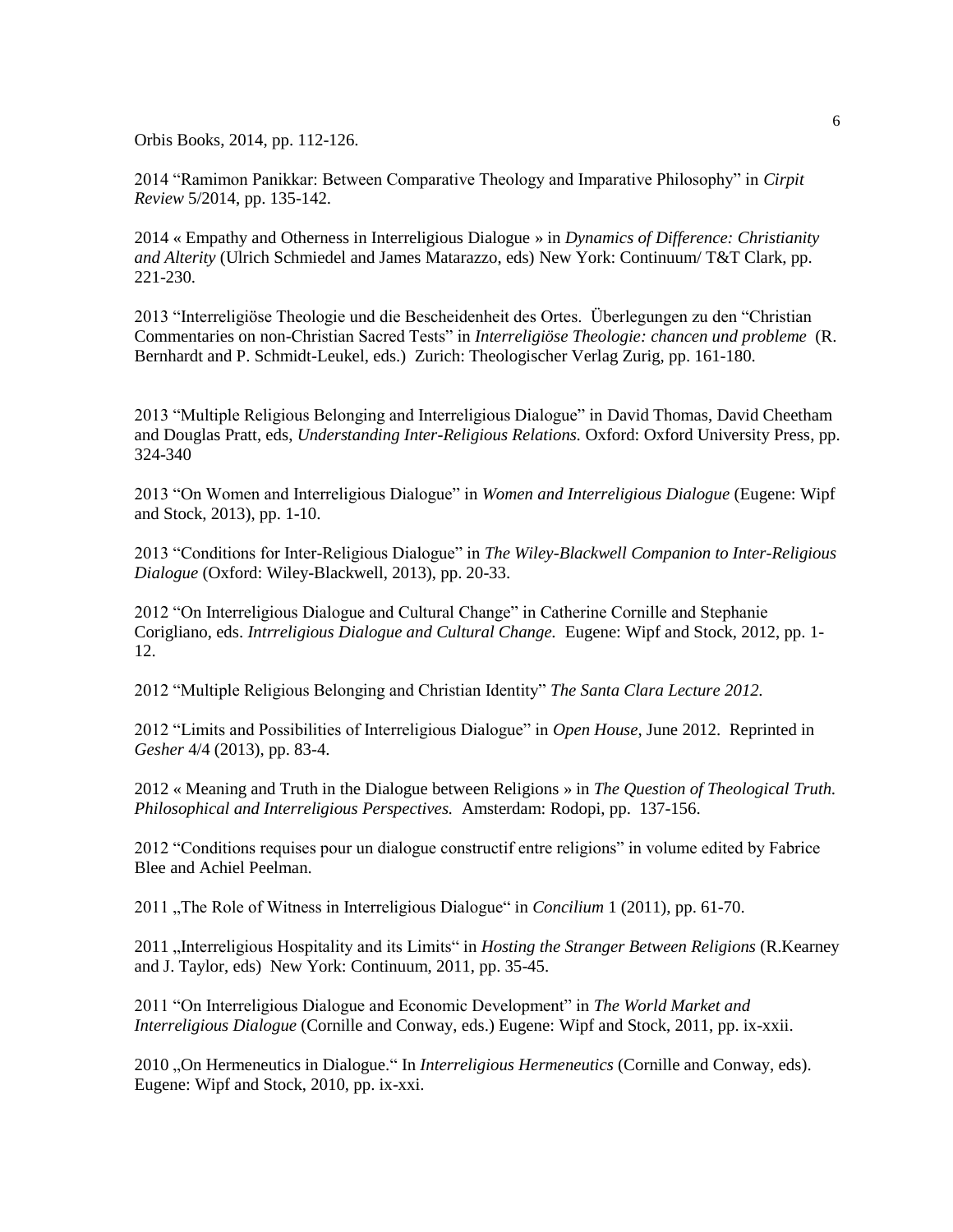Orbis Books, 2014, pp. 112-126.

2014 “Ramimon Panikkar: Between Comparative Theology and Imparative Philosophy” in *Cirpit Review* 5/2014, pp. 135-142.

2014 « Empathy and Otherness in Interreligious Dialogue » in *Dynamics of Difference: Christianity and Alterity* (Ulrich Schmiedel and James Matarazzo, eds) New York: Continuum/ T&T Clark, pp. 221-230.

2013 “Interreligiöse Theologie und die Bescheidenheit des Ortes. Überlegungen zu den “Christian Commentaries on non-Christian Sacred Tests” in *Interreligiöse Theologie: chancen und probleme* (R. Bernhardt and P. Schmidt-Leukel, eds.) Zurich: Theologischer Verlag Zurig, pp. 161-180.

2013 “Multiple Religious Belonging and Interreligious Dialogue” in David Thomas, David Cheetham and Douglas Pratt, eds, *Understanding Inter-Religious Relations.* Oxford: Oxford University Press, pp. 324-340

2013 “On Women and Interreligious Dialogue” in *Women and Interreligious Dialogue* (Eugene: Wipf and Stock, 2013), pp. 1-10.

2013 “Conditions for Inter-Religious Dialogue” in *The Wiley-Blackwell Companion to Inter-Religious Dialogue* (Oxford: Wiley-Blackwell, 2013), pp. 20-33.

2012 “On Interreligious Dialogue and Cultural Change” in Catherine Cornille and Stephanie Corigliano, eds. *Intrreligious Dialogue and Cultural Change.* Eugene: Wipf and Stock, 2012, pp. 1-12.

2012 “Multiple Religious Belonging and Christian Identity” *The Santa Clara Lecture 2012.*

2012 “Limits and Possibilities of Interreligious Dialogue” in *Open House*, June 2012. Reprinted in *Gesher* 4/4 (2013), pp. 83-4.

2012 « Meaning and Truth in the Dialogue between Religions » in *The Question of Theological Truth. Philosophical and Interreligious Perspectives.* Amsterdam: Rodopi, pp. 137-156.

2012 “Conditions requises pour un dialogue constructif entre religions” in volume edited by Fabrice Blee and Achiel Peelman.

2011 „The Role of Witness in Interreligious Dialogue“ in *Concilium* 1 (2011), pp. 61-70.

2011 „Interreligious Hospitality and its Limits“ in *Hosting the Stranger Between Religions* (R.Kearney and J. Taylor, eds) New York: Continuum, 2011, pp. 35-45.

2011 “On Interreligious Dialogue and Economic Development” in *The World Market and Interreligious Dialogue* (Cornille and Conway, eds.) Eugene: Wipf and Stock, 2011, pp. ix-xxii.

2010 „On Hermeneutics in Dialogue.“ In *Interreligious Hermeneutics* (Cornille and Conway, eds). Eugene: Wipf and Stock, 2010, pp. ix-xxi.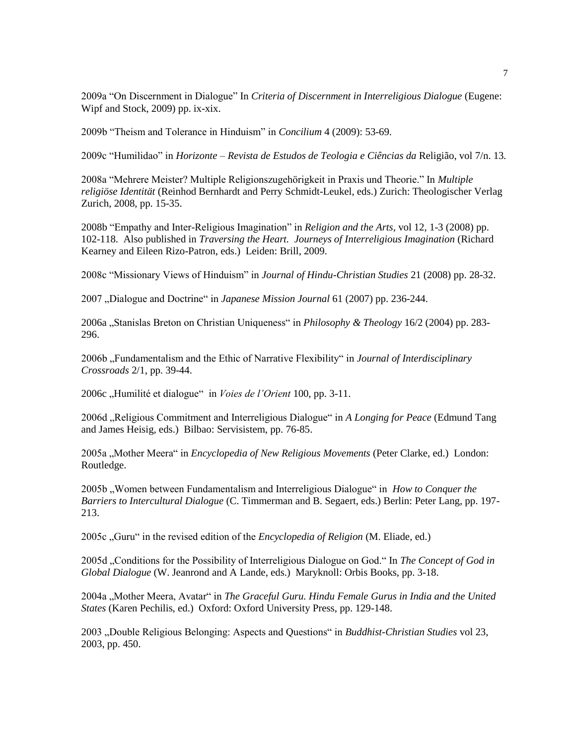2009a “On Discernment in Dialogue” In *Criteria of Discernment in Interreligious Dialogue* (Eugene: Wipf and Stock, 2009) pp. ix-xix.

2009b “Theism and Tolerance in Hinduism” in *Concilium* 4 (2009): 53-69.

2009c “Humilidao” in *Horizonte – Revista de Estudos de Teologia e Ciências da* Religião, vol 7/n. 13.

2008a “Mehrere Meister? Multiple Religionszugehörigkeit in Praxis und Theorie.” In *Multiple religiöse Identität* (Reinhod Bernhardt and Perry Schmidt-Leukel, eds.) Zurich: Theologischer Verlag Zurich, 2008, pp. 15-35.

2008b “Empathy and Inter-Religious Imagination” in *Religion and the Arts*, vol 12, 1-3 (2008) pp. 102-118. Also published in *Traversing the Heart. Journeys of Interreligious Imagination* (Richard Kearney and Eileen Rizo-Patron, eds.) Leiden: Brill, 2009.

2008c “Missionary Views of Hinduism” in *Journal of Hindu-Christian Studies* 21 (2008) pp. 28-32.

2007 „Dialogue and Doctrine“ in *Japanese Mission Journal* 61 (2007) pp. 236-244.

2006a „Stanislas Breton on Christian Uniqueness“ in *Philosophy & Theology* 16/2 (2004) pp. 283-296.

2006b „Fundamentalism and the Ethic of Narrative Flexibility“ in *Journal of Interdisciplinary Crossroads* 2/1, pp. 39-44.

2006c „Humilité et dialogue“ in *Voies de l'Orient* 100, pp. 3-11.

2006d „Religious Commitment and Interreligious Dialogue“ in *A Longing for Peace* (Edmund Tang and James Heisig, eds.) Bilbao: Servisistem, pp. 76-85.

2005a „Mother Meera“ in *Encyclopedia of New Religious Movements* (Peter Clarke, ed.) London: Routledge.

2005b „Women between Fundamentalism and Interreligious Dialogue“ in *How to Conquer the Barriers to Intercultural Dialogue* (C. Timmerman and B. Segaert, eds.) Berlin: Peter Lang, pp. 197-213.

2005c „Guru“ in the revised edition of the *Encyclopedia of Religion* (M. Eliade, ed.)

2005d „Conditions for the Possibility of Interreligious Dialogue on God.“ In *The Concept of God in Global Dialogue* (W. Jeanrond and A Lande, eds.) Maryknoll: Orbis Books, pp. 3-18.

2004a „Mother Meera, Avatar“ in *The Graceful Guru. Hindu Female Gurus in India and the United States* (Karen Pechilis, ed.) Oxford: Oxford University Press, pp. 129-148.

2003 „Double Religious Belonging: Aspects and Questions“ in *Buddhist-Christian Studies* vol 23, 2003, pp. 450.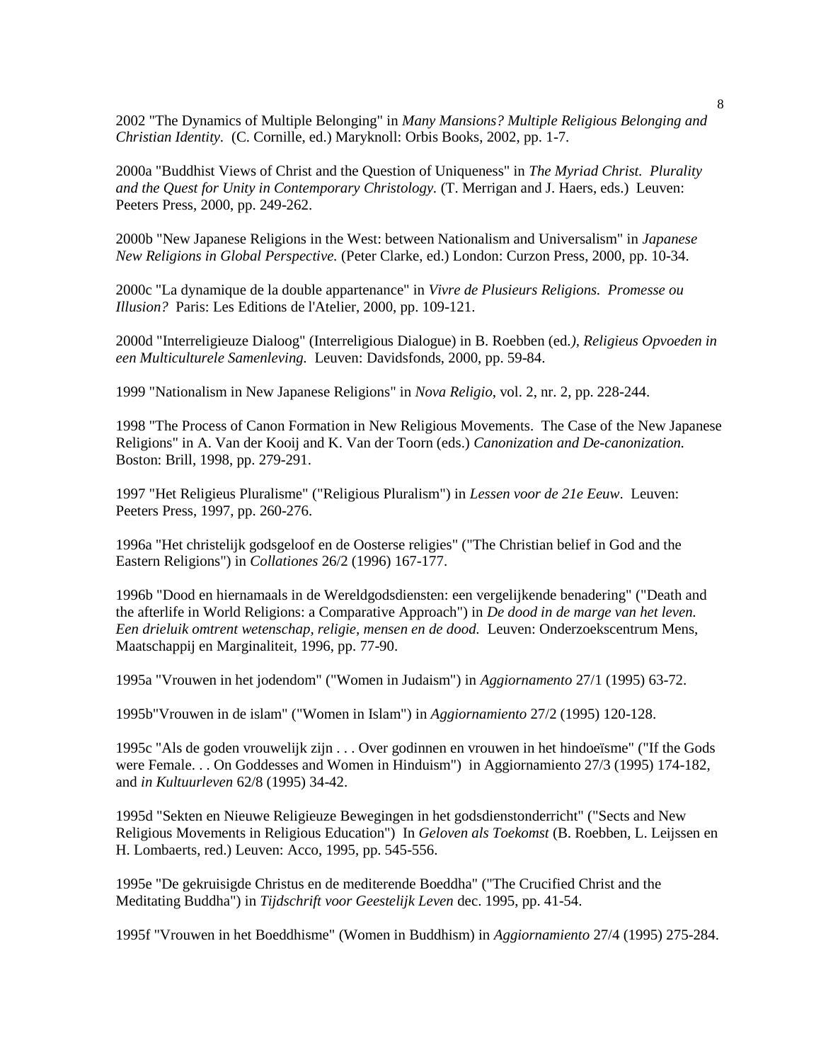2002 "The Dynamics of Multiple Belonging" in *Many Mansions? Multiple Religious Belonging and Christian Identity*. (C. Cornille, ed.) Maryknoll: Orbis Books, 2002, pp. 1-7.

2000a "Buddhist Views of Christ and the Question of Uniqueness" in *The Myriad Christ. Plurality and the Quest for Unity in Contemporary Christology.* (T. Merrigan and J. Haers, eds.) Leuven: Peeters Press, 2000, pp. 249-262.

2000b "New Japanese Religions in the West: between Nationalism and Universalism" in *Japanese New Religions in Global Perspective.* (Peter Clarke, ed.) London: Curzon Press, 2000, pp. 10-34.

2000c "La dynamique de la double appartenance" in *Vivre de Plusieurs Religions. Promesse ou Illusion?* Paris: Les Editions de l'Atelier, 2000, pp. 109-121.

2000d "Interreligieuze Dialoog" (Interreligious Dialogue) in B. Roebben (ed.*), Religieus Opvoeden in een Multiculturele Samenleving.* Leuven: Davidsfonds, 2000, pp. 59-84.

1999 "Nationalism in New Japanese Religions" in *Nova Religio*, vol. 2, nr. 2, pp. 228-244.

1998 "The Process of Canon Formation in New Religious Movements. The Case of the New Japanese Religions" in A. Van der Kooij and K. Van der Toorn (eds.) *Canonization and De-canonization.* Boston: Brill, 1998, pp. 279-291.

1997 "Het Religieus Pluralisme" ("Religious Pluralism") in *Lessen voor de 21e Eeuw*. Leuven: Peeters Press, 1997, pp. 260-276.

1996a "Het christelijk godsgeloof en de Oosterse religies" ("The Christian belief in God and the Eastern Religions") in *Collationes* 26/2 (1996) 167-177.

1996b "Dood en hiernamaals in de Wereldgodsdiensten: een vergelijkende benadering" ("Death and the afterlife in World Religions: a Comparative Approach") in *De dood in de marge van het leven. Een drieluik omtrent wetenschap, religie, mensen en de dood.* Leuven: Onderzoekscentrum Mens, Maatschappij en Marginaliteit, 1996, pp. 77-90.

1995a "Vrouwen in het jodendom" ("Women in Judaism") in *Aggiornamento* 27/1 (1995) 63-72.

1995b"Vrouwen in de islam" ("Women in Islam") in *Aggiornamiento* 27/2 (1995) 120-128.

1995c "Als de goden vrouwelijk zijn . . . Over godinnen en vrouwen in het hindoeïsme" ("If the Gods were Female. . . On Goddesses and Women in Hinduism") in Aggiornamiento 27/3 (1995) 174-182, and *in Kultuurleven* 62/8 (1995) 34-42.

1995d "Sekten en Nieuwe Religieuze Bewegingen in het godsdienstonderricht" ("Sects and New Religious Movements in Religious Education") In *Geloven als Toekomst* (B. Roebben, L. Leijssen en H. Lombaerts, red.) Leuven: Acco, 1995, pp. 545-556.

1995e "De gekruisigde Christus en de mediterende Boeddha" ("The Crucified Christ and the Meditating Buddha") in *Tijdschrift voor Geestelijk Leven* dec. 1995, pp. 41-54.

1995f "Vrouwen in het Boeddhisme" (Women in Buddhism) in *Aggiornamiento* 27/4 (1995) 275-284.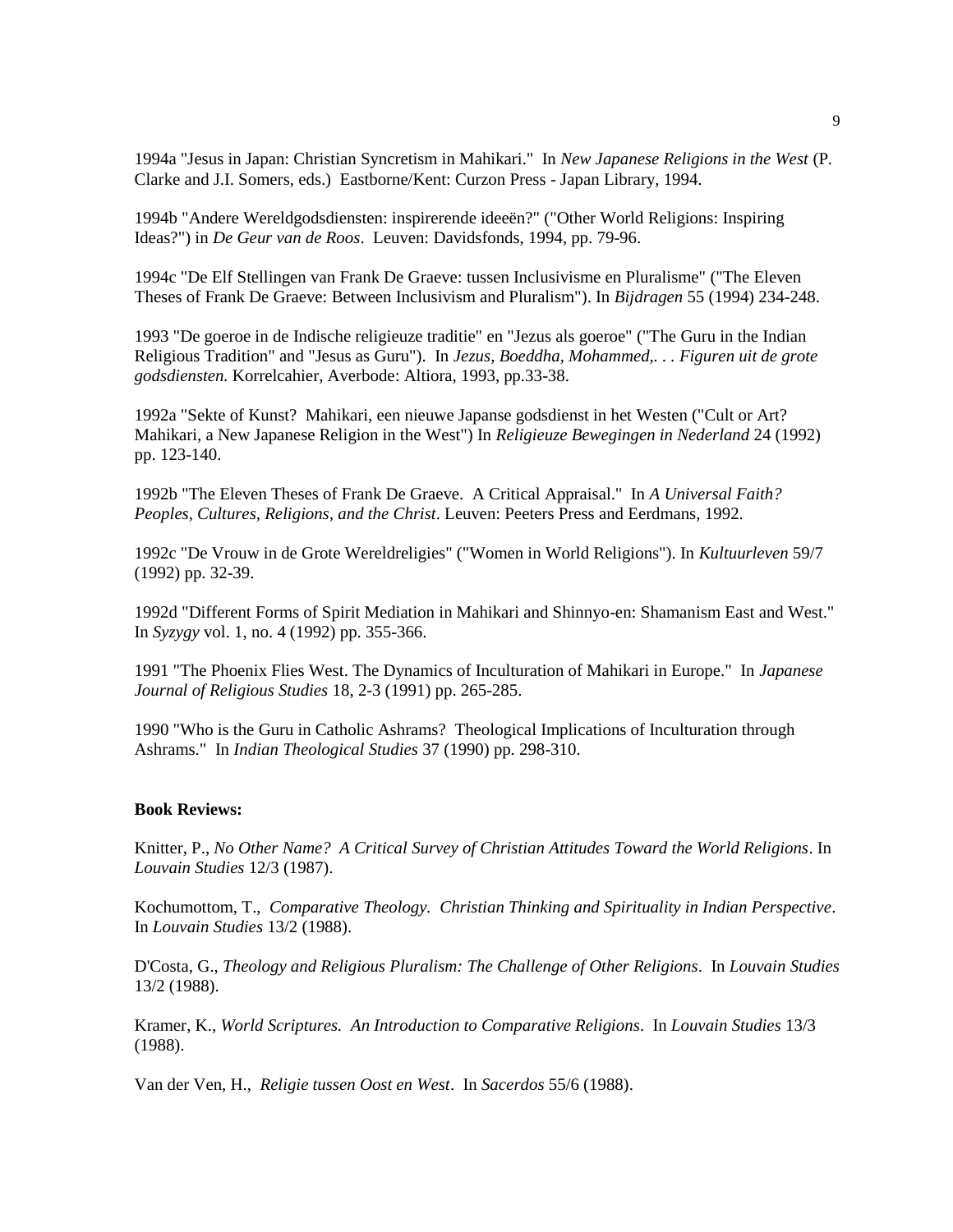1994a "Jesus in Japan: Christian Syncretism in Mahikari." In *New Japanese Religions in the West* (P. Clarke and J.I. Somers, eds.) Eastborne/Kent: Curzon Press - Japan Library, 1994.

1994b "Andere Wereldgodsdiensten: inspirerende ideeën?" ("Other World Religions: Inspiring Ideas?") in *De Geur van de Roos*. Leuven: Davidsfonds, 1994, pp. 79-96.

1994c "De Elf Stellingen van Frank De Graeve: tussen Inclusivisme en Pluralisme" ("The Eleven Theses of Frank De Graeve: Between Inclusivism and Pluralism"). In *Bijdragen* 55 (1994) 234-248.

1993 "De goeroe in de Indische religieuze traditie" en "Jezus als goeroe" ("The Guru in the Indian Religious Tradition" and "Jesus as Guru"). In *Jezus, Boeddha, Mohammed,. . . Figuren uit de grote godsdiensten.* Korrelcahier, Averbode: Altiora, 1993, pp.33-38.

1992a "Sekte of Kunst? Mahikari, een nieuwe Japanse godsdienst in het Westen ("Cult or Art? Mahikari, a New Japanese Religion in the West") In *Religieuze Bewegingen in Nederland* 24 (1992) pp. 123-140.

1992b "The Eleven Theses of Frank De Graeve. A Critical Appraisal." In *A Universal Faith? Peoples, Cultures, Religions, and the Christ*. Leuven: Peeters Press and Eerdmans, 1992.

1992c "De Vrouw in de Grote Wereldreligies" ("Women in World Religions"). In *Kultuurleven* 59/7 (1992) pp. 32-39.

1992d "Different Forms of Spirit Mediation in Mahikari and Shinnyo-en: Shamanism East and West." In *Syzygy* vol. 1, no. 4 (1992) pp. 355-366.

1991 "The Phoenix Flies West. The Dynamics of Inculturation of Mahikari in Europe." In *Japanese Journal of Religious Studies* 18, 2-3 (1991) pp. 265-285.

1990 "Who is the Guru in Catholic Ashrams? Theological Implications of Inculturation through Ashrams." In *Indian Theological Studies* 37 (1990) pp. 298-310.

**Book Reviews:**

Knitter, P., *No Other Name? A Critical Survey of Christian Attitudes Toward the World Religions*. In *Louvain Studies* 12/3 (1987).

Kochumottom, T., *Comparative Theology. Christian Thinking and Spirituality in Indian Perspective*. In *Louvain Studies* 13/2 (1988).

D'Costa, G., *Theology and Religious Pluralism: The Challenge of Other Religions*. In *Louvain Studies* 13/2 (1988).

Kramer, K., *World Scriptures. An Introduction to Comparative Religions*. In *Louvain Studies* 13/3 (1988).

Van der Ven, H., *Religie tussen Oost en West*. In *Sacerdos* 55/6 (1988).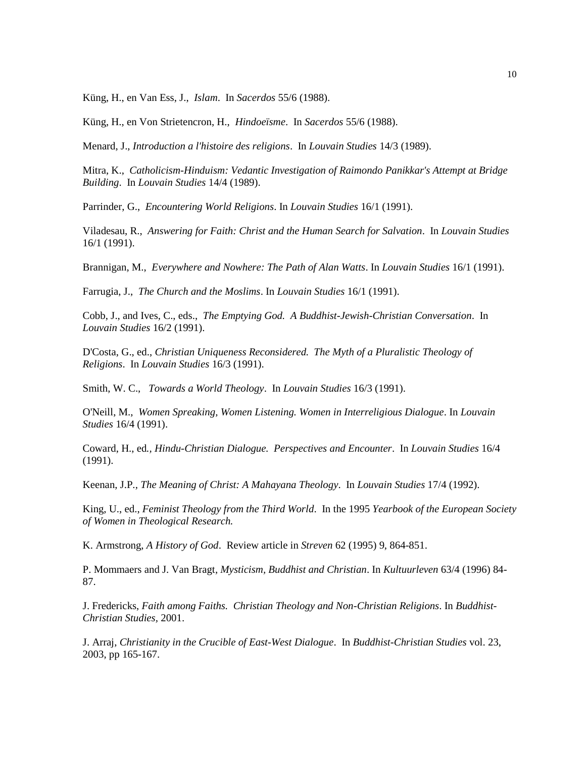Küng, H., en Van Ess, J., *Islam*. In *Sacerdos* 55/6 (1988).

Küng, H., en Von Strietencron, H., *Hindoeïsme*. In *Sacerdos* 55/6 (1988).

Menard, J., *Introduction a l'histoire des religions*. In *Louvain Studies* 14/3 (1989).

Mitra, K., *Catholicism-Hinduism: Vedantic Investigation of Raimondo Panikkar's Attempt at Bridge Building*. In *Louvain Studies* 14/4 (1989).

Parrinder, G., *Encountering World Religions*. In *Louvain Studies* 16/1 (1991).

Viladesau, R., *Answering for Faith: Christ and the Human Search for Salvation*. In *Louvain Studies* 16/1 (1991).

Brannigan, M., *Everywhere and Nowhere: The Path of Alan Watts*. In *Louvain Studies* 16/1 (1991).

Farrugia, J., *The Church and the Moslims*. In *Louvain Studies* 16/1 (1991).

Cobb, J., and Ives, C., eds., *The Emptying God. A Buddhist-Jewish-Christian Conversation*. In *Louvain Studies* 16/2 (1991).

D'Costa, G., ed., *Christian Uniqueness Reconsidered. The Myth of a Pluralistic Theology of Religions*. In *Louvain Studies* 16/3 (1991).

Smith, W. C., *Towards a World Theology*. In *Louvain Studies* 16/3 (1991).

O'Neill, M., *Women Spreaking, Women Listening. Women in Interreligious Dialogue*. In *Louvain Studies* 16/4 (1991).

Coward, H., ed*.*, *Hindu-Christian Dialogue. Perspectives and Encounter*. In *Louvain Studies* 16/4 (1991).

Keenan, J.P., *The Meaning of Christ: A Mahayana Theology*. In *Louvain Studies* 17/4 (1992).

King, U., ed., *Feminist Theology from the Third World*. In the 1995 *Yearbook of the European Society of Women in Theological Research.*

K. Armstrong, *A History of God*. Review article in *Streven* 62 (1995) 9, 864-851.

P. Mommaers and J. Van Bragt, *Mysticism, Buddhist and Christian*. In *Kultuurleven* 63/4 (1996) 84-87.

J. Fredericks, *Faith among Faiths. Christian Theology and Non-Christian Religions*. In *Buddhist-Christian Studies*, 2001.

J. Arraj, *Christianity in the Crucible of East-West Dialogue*. In *Buddhist-Christian Studies* vol. 23, 2003, pp 165-167.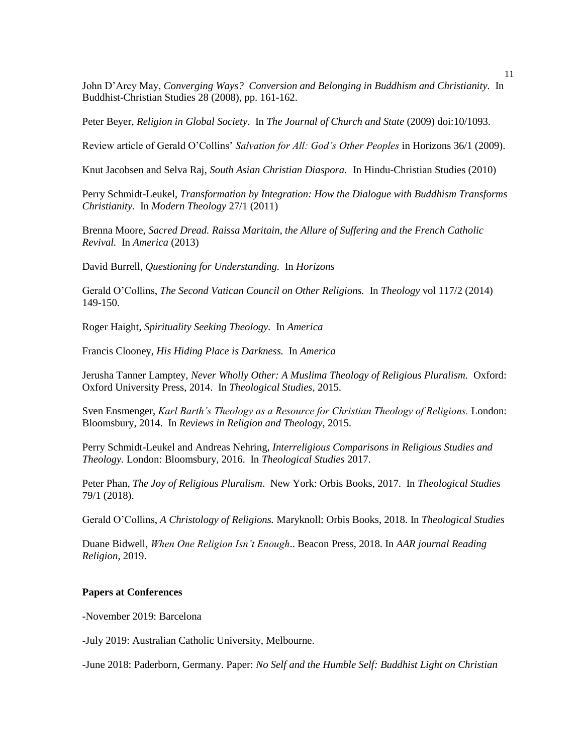John D'Arcy May, *Converging Ways? Conversion and Belonging in Buddhism and Christianity*. In Buddhist-Christian Studies 28 (2008), pp. 161-162.

Peter Beyer, *Religion in Global Society*. In *The Journal of Church and State* (2009) doi:10/1093.

Review article of Gerald O'Collins' *Salvation for All: God's Other Peoples* in Horizons 36/1 (2009).

Knut Jacobsen and Selva Raj, *South Asian Christian Diaspora*. In Hindu-Christian Studies (2010)

Perry Schmidt-Leukel, *Transformation by Integration: How the Dialogue with Buddhism Transforms Christianity*. In *Modern Theology* 27/1 (2011)

Brenna Moore, *Sacred Dread. Raissa Maritain, the Allure of Suffering and the French Catholic Revival.* In *America* (2013)

David Burrell, *Questioning for Understanding.* In *Horizons*

Gerald O'Collins, *The Second Vatican Council on Other Religions.* In *Theology* vol 117/2 (2014) 149-150.

Roger Haight, *Spirituality Seeking Theology.* In *America*

Francis Clooney, *His Hiding Place is Darkness.* In *America*

Jerusha Tanner Lamptey, *Never Wholly Other: A Muslima Theology of Religious Pluralism.* Oxford: Oxford University Press, 2014. In *Theological Studies,* 2015.

Sven Ensmenger, *Karl Barth's Theology as a Resource for Christian Theology of Religions.* London: Bloomsbury, 2014. In *Reviews in Religion and Theology,* 2015.

Perry Schmidt-Leukel and Andreas Nehring, *Interreligious Comparisons in Religious Studies and Theology.* London: Bloomsbury, 2016. In *Theological Studies* 2017.

Peter Phan, *The Joy of Religious Pluralism*. New York: Orbis Books, 2017. In *Theological Studies* 79/1 (2018).

Gerald O'Collins, *A Christology of Religions.* Maryknoll: Orbis Books, 2018. In *Theological Studies*

Duane Bidwell, *When One Religion Isn't Enough*.. Beacon Press, 2018. In *AAR journal Reading Religion*, 2019.

**Papers at Conferences**

-November 2019: Barcelona

-July 2019: Australian Catholic University, Melbourne.

-June 2018: Paderborn, Germany. Paper: *No Self and the Humble Self: Buddhist Light on Christian*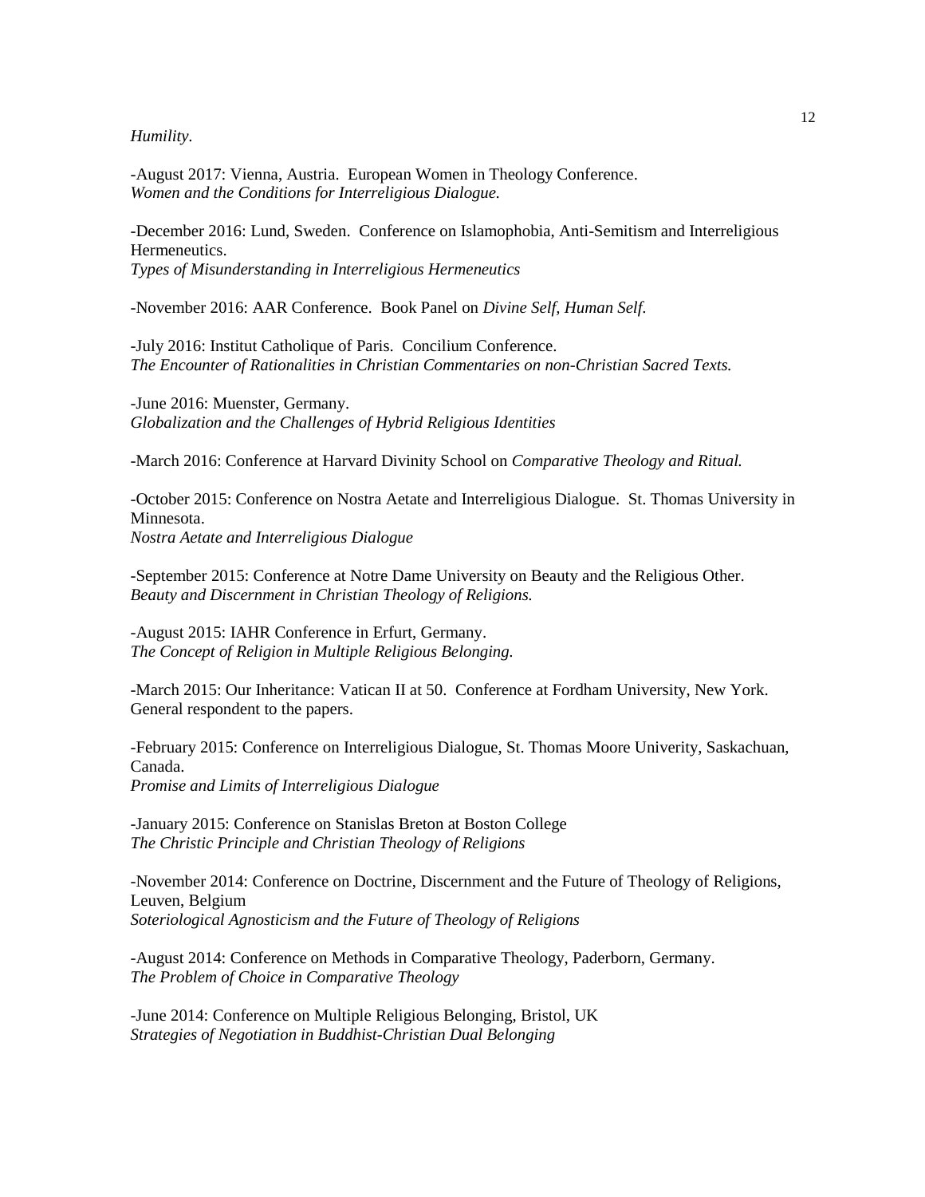*Humility*.

-August 2017: Vienna, Austria. European Women in Theology Conference.
*Women and the Conditions for Interreligious Dialogue.*

-December 2016: Lund, Sweden. Conference on Islamophobia, Anti-Semitism and Interreligious Hermeneutics.
*Types of Misunderstanding in Interreligious Hermeneutics*

-November 2016: AAR Conference. Book Panel on *Divine Self, Human Self*.

-July 2016: Institut Catholique of Paris. Concilium Conference.
*The Encounter of Rationalities in Christian Commentaries on non-Christian Sacred Texts.*

-June 2016: Muenster, Germany.
*Globalization and the Challenges of Hybrid Religious Identities*

-March 2016: Conference at Harvard Divinity School on *Comparative Theology and Ritual.*

-October 2015: Conference on Nostra Aetate and Interreligious Dialogue. St. Thomas University in Minnesota.
*Nostra Aetate and Interreligious Dialogue*

-September 2015: Conference at Notre Dame University on Beauty and the Religious Other.
*Beauty and Discernment in Christian Theology of Religions.*

-August 2015: IAHR Conference in Erfurt, Germany.
*The Concept of Religion in Multiple Religious Belonging.*

-March 2015: Our Inheritance: Vatican II at 50. Conference at Fordham University, New York. General respondent to the papers.

-February 2015: Conference on Interreligious Dialogue, St. Thomas Moore Univerity, Saskachuan, Canada.
*Promise and Limits of Interreligious Dialogue*

-January 2015: Conference on Stanislas Breton at Boston College
*The Christic Principle and Christian Theology of Religions*

-November 2014: Conference on Doctrine, Discernment and the Future of Theology of Religions, Leuven, Belgium
*Soteriological Agnosticism and the Future of Theology of Religions*

-August 2014: Conference on Methods in Comparative Theology, Paderborn, Germany.
*The Problem of Choice in Comparative Theology*

-June 2014: Conference on Multiple Religious Belonging, Bristol, UK
*Strategies of Negotiation in Buddhist-Christian Dual Belonging*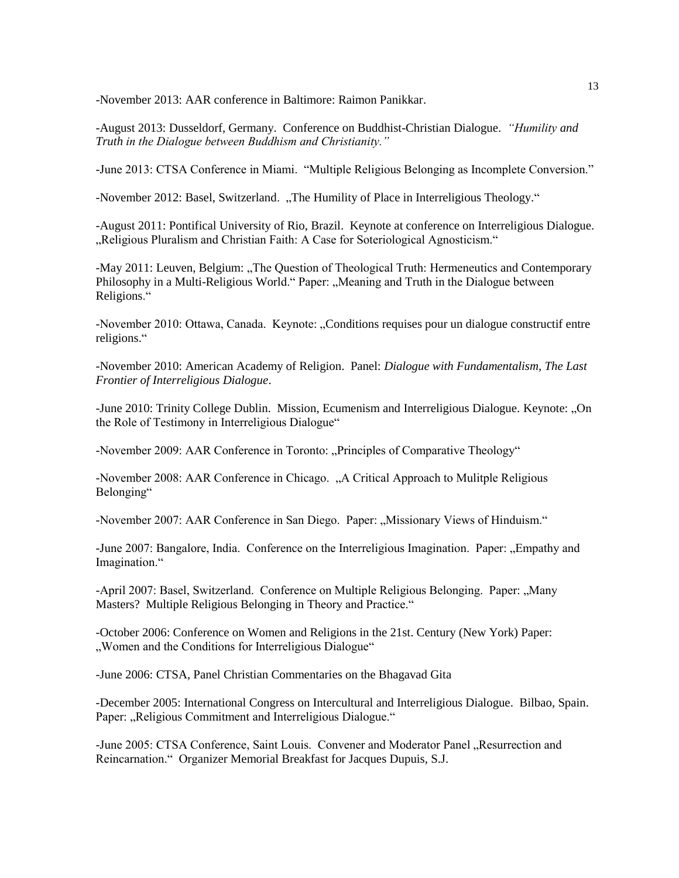-November 2013: AAR conference in Baltimore: Raimon Panikkar.

-August 2013: Dusseldorf, Germany. Conference on Buddhist-Christian Dialogue. *"Humility and Truth in the Dialogue between Buddhism and Christianity."*

-June 2013: CTSA Conference in Miami. "Multiple Religious Belonging as Incomplete Conversion."

-November 2012: Basel, Switzerland. „The Humility of Place in Interreligious Theology."

-August 2011: Pontifical University of Rio, Brazil. Keynote at conference on Interreligious Dialogue. „Religious Pluralism and Christian Faith: A Case for Soteriological Agnosticism."

-May 2011: Leuven, Belgium: „The Question of Theological Truth: Hermeneutics and Contemporary Philosophy in a Multi-Religious World." Paper: „Meaning and Truth in the Dialogue between Religions."

-November 2010: Ottawa, Canada. Keynote: „Conditions requises pour un dialogue constructif entre religions."

-November 2010: American Academy of Religion. Panel: *Dialogue with Fundamentalism, The Last Frontier of Interreligious Dialogue*.

-June 2010: Trinity College Dublin. Mission, Ecumenism and Interreligious Dialogue. Keynote: „On the Role of Testimony in Interreligious Dialogue"

-November 2009: AAR Conference in Toronto: „Principles of Comparative Theology"

-November 2008: AAR Conference in Chicago. „A Critical Approach to Mulitple Religious Belonging"

-November 2007: AAR Conference in San Diego. Paper: „Missionary Views of Hinduism."

-June 2007: Bangalore, India. Conference on the Interreligious Imagination. Paper: „Empathy and Imagination."

-April 2007: Basel, Switzerland. Conference on Multiple Religious Belonging. Paper: „Many Masters? Multiple Religious Belonging in Theory and Practice."

-October 2006: Conference on Women and Religions in the 21st. Century (New York) Paper: „Women and the Conditions for Interreligious Dialogue"

-June 2006: CTSA, Panel Christian Commentaries on the Bhagavad Gita

-December 2005: International Congress on Intercultural and Interreligious Dialogue. Bilbao, Spain. Paper: „Religious Commitment and Interreligious Dialogue."

-June 2005: CTSA Conference, Saint Louis. Convener and Moderator Panel „Resurrection and Reincarnation." Organizer Memorial Breakfast for Jacques Dupuis, S.J.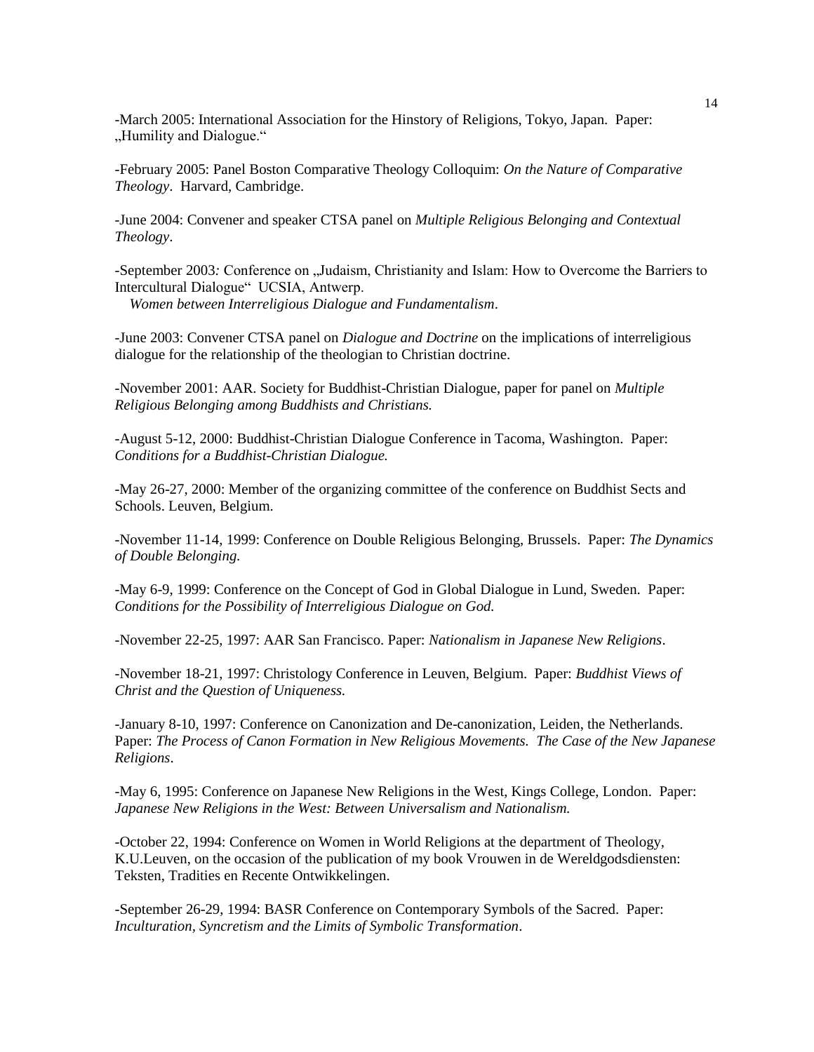-March 2005: International Association for the Hinstory of Religions, Tokyo, Japan. Paper: „Humility and Dialogue."

-February 2005: Panel Boston Comparative Theology Colloquim: *On the Nature of Comparative Theology*. Harvard, Cambridge.

-June 2004: Convener and speaker CTSA panel on *Multiple Religious Belonging and Contextual Theology*.

-September 2003*:* Conference on „Judaism, Christianity and Islam: How to Overcome the Barriers to Intercultural Dialogue" UCSIA, Antwerp.
*Women between Interreligious Dialogue and Fundamentalism*.

-June 2003: Convener CTSA panel on *Dialogue and Doctrine* on the implications of interreligious dialogue for the relationship of the theologian to Christian doctrine.

-November 2001: AAR. Society for Buddhist-Christian Dialogue, paper for panel on *Multiple Religious Belonging among Buddhists and Christians.*

-August 5-12, 2000: Buddhist-Christian Dialogue Conference in Tacoma, Washington. Paper: *Conditions for a Buddhist-Christian Dialogue.*

-May 26-27, 2000: Member of the organizing committee of the conference on Buddhist Sects and Schools. Leuven, Belgium.

-November 11-14, 1999: Conference on Double Religious Belonging, Brussels. Paper: *The Dynamics of Double Belonging.*

-May 6-9, 1999: Conference on the Concept of God in Global Dialogue in Lund, Sweden. Paper: *Conditions for the Possibility of Interreligious Dialogue on God.*

-November 22-25, 1997: AAR San Francisco. Paper: *Nationalism in Japanese New Religions*.

-November 18-21, 1997: Christology Conference in Leuven, Belgium. Paper: *Buddhist Views of Christ and the Question of Uniqueness.*

-January 8-10, 1997: Conference on Canonization and De-canonization, Leiden, the Netherlands. Paper: *The Process of Canon Formation in New Religious Movements. The Case of the New Japanese Religions*.

-May 6, 1995: Conference on Japanese New Religions in the West, Kings College, London. Paper: *Japanese New Religions in the West: Between Universalism and Nationalism.*

-October 22, 1994: Conference on Women in World Religions at the department of Theology, K.U.Leuven, on the occasion of the publication of my book Vrouwen in de Wereldgodsdiensten: Teksten, Tradities en Recente Ontwikkelingen.

-September 26-29, 1994: BASR Conference on Contemporary Symbols of the Sacred. Paper: *Inculturation, Syncretism and the Limits of Symbolic Transformation*.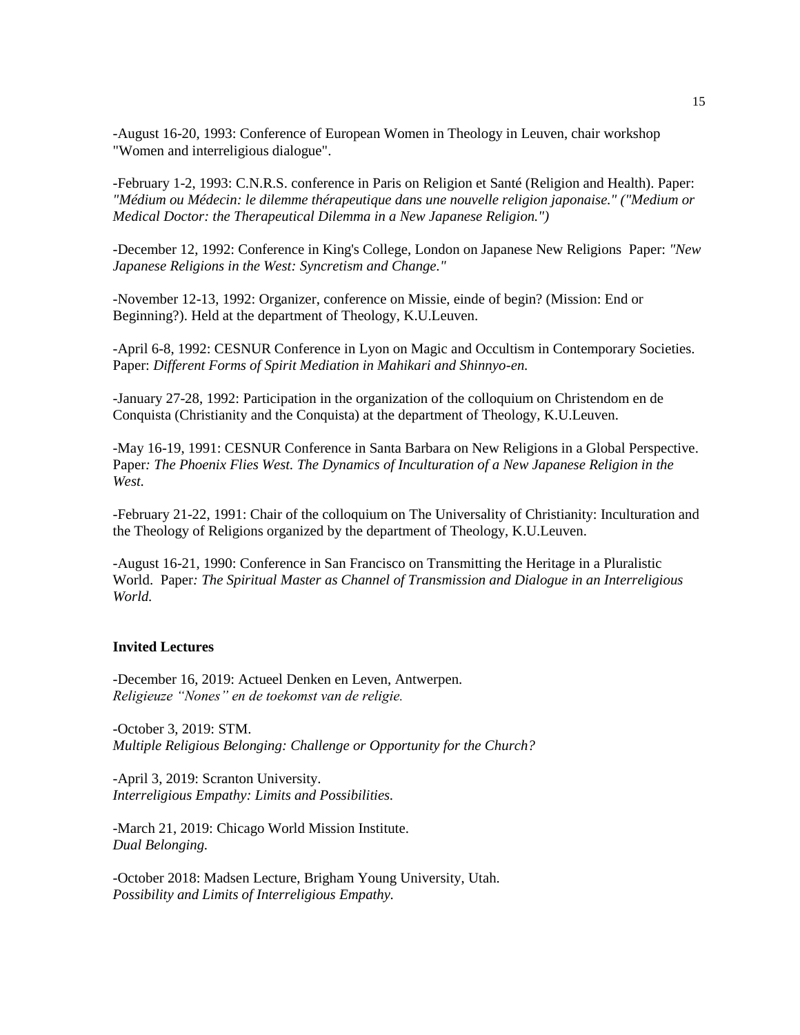-August 16-20, 1993: Conference of European Women in Theology in Leuven, chair workshop "Women and interreligious dialogue".

-February 1-2, 1993: C.N.R.S. conference in Paris on Religion et Santé (Religion and Health). Paper: *"Médium ou Médecin: le dilemme thérapeutique dans une nouvelle religion japonaise." ("Medium or Medical Doctor: the Therapeutical Dilemma in a New Japanese Religion.")*

-December 12, 1992: Conference in King's College, London on Japanese New Religions Paper: *"New Japanese Religions in the West: Syncretism and Change."*

-November 12-13, 1992: Organizer, conference on Missie, einde of begin? (Mission: End or Beginning?). Held at the department of Theology, K.U.Leuven.

-April 6-8, 1992: CESNUR Conference in Lyon on Magic and Occultism in Contemporary Societies. Paper: *Different Forms of Spirit Mediation in Mahikari and Shinnyo-en.*

-January 27-28, 1992: Participation in the organization of the colloquium on Christendom en de Conquista (Christianity and the Conquista) at the department of Theology, K.U.Leuven.

-May 16-19, 1991: CESNUR Conference in Santa Barbara on New Religions in a Global Perspective. Paper*: The Phoenix Flies West. The Dynamics of Inculturation of a New Japanese Religion in the West.*

-February 21-22, 1991: Chair of the colloquium on The Universality of Christianity: Inculturation and the Theology of Religions organized by the department of Theology, K.U.Leuven.

-August 16-21, 1990: Conference in San Francisco on Transmitting the Heritage in a Pluralistic World. Paper*: The Spiritual Master as Channel of Transmission and Dialogue in an Interreligious World.*

**Invited Lectures**

-December 16, 2019: Actueel Denken en Leven, Antwerpen.
*Religieuze "Nones" en de toekomst van de religie.*

-October 3, 2019: STM.
*Multiple Religious Belonging: Challenge or Opportunity for the Church?*

-April 3, 2019: Scranton University.
*Interreligious Empathy: Limits and Possibilities.*

-March 21, 2019: Chicago World Mission Institute.
*Dual Belonging.*

-October 2018: Madsen Lecture, Brigham Young University, Utah.
*Possibility and Limits of Interreligious Empathy.*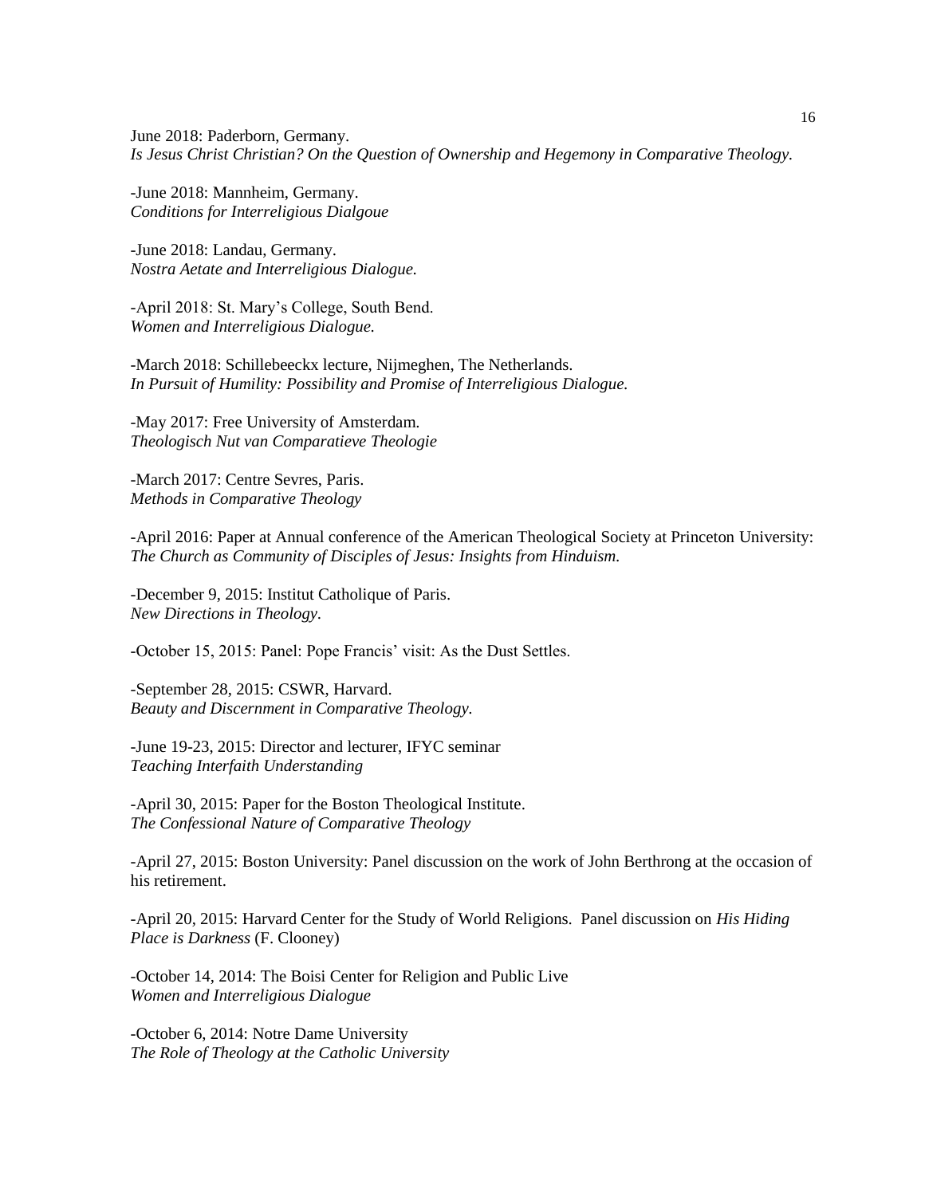June 2018: Paderborn, Germany.
*Is Jesus Christ Christian? On the Question of Ownership and Hegemony in Comparative Theology.*

-June 2018: Mannheim, Germany.
*Conditions for Interreligious Dialgoue*

-June 2018: Landau, Germany.
*Nostra Aetate and Interreligious Dialogue.*

-April 2018: St. Mary's College, South Bend.
*Women and Interreligious Dialogue.*

-March 2018: Schillebeeckx lecture, Nijmeghen, The Netherlands.
*In Pursuit of Humility: Possibility and Promise of Interreligious Dialogue.*

-May 2017: Free University of Amsterdam.
*Theologisch Nut van Comparatieve Theologie*

-March 2017: Centre Sevres, Paris.
*Methods in Comparative Theology*

-April 2016: Paper at Annual conference of the American Theological Society at Princeton University:
*The Church as Community of Disciples of Jesus: Insights from Hinduism.*

-December 9, 2015: Institut Catholique of Paris.
*New Directions in Theology.*

-October 15, 2015: Panel: Pope Francis' visit: As the Dust Settles.

-September 28, 2015: CSWR, Harvard.
*Beauty and Discernment in Comparative Theology.*

-June 19-23, 2015: Director and lecturer, IFYC seminar
*Teaching Interfaith Understanding*

-April 30, 2015: Paper for the Boston Theological Institute.
*The Confessional Nature of Comparative Theology*

-April 27, 2015: Boston University: Panel discussion on the work of John Berthrong at the occasion of his retirement.

-April 20, 2015: Harvard Center for the Study of World Religions. Panel discussion on *His Hiding Place is Darkness* (F. Clooney)

-October 14, 2014: The Boisi Center for Religion and Public Live
*Women and Interreligious Dialogue*

-October 6, 2014: Notre Dame University
*The Role of Theology at the Catholic University*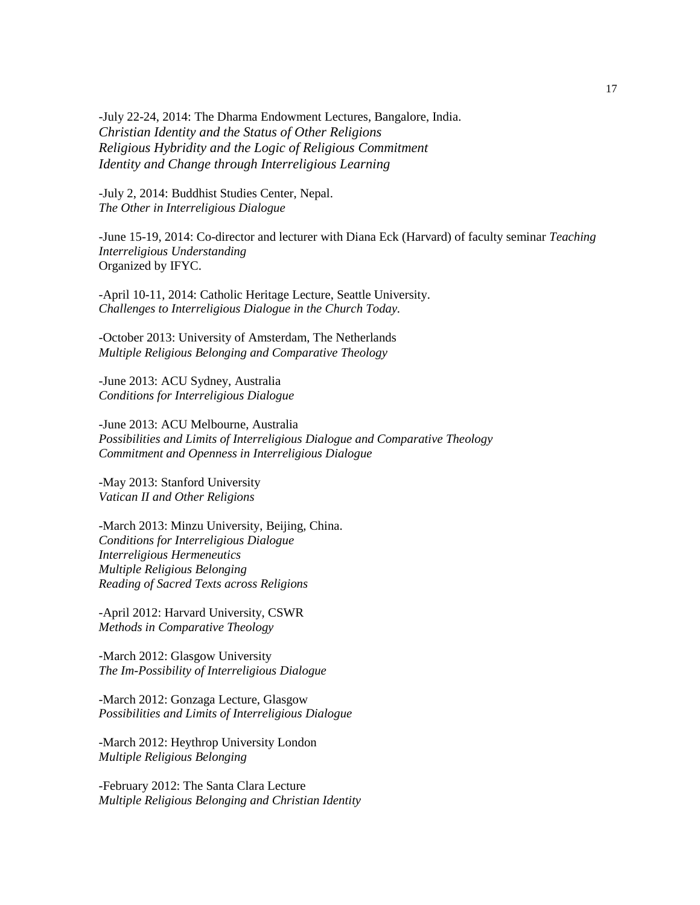-July 22-24, 2014: The Dharma Endowment Lectures, Bangalore, India.
*Christian Identity and the Status of Other Religions*
*Religious Hybridity and the Logic of Religious Commitment*
*Identity and Change through Interreligious Learning*

-July 2, 2014: Buddhist Studies Center, Nepal.
*The Other in Interreligious Dialogue*

-June 15-19, 2014: Co-director and lecturer with Diana Eck (Harvard) of faculty seminar *Teaching Interreligious Understanding*
Organized by IFYC.

-April 10-11, 2014: Catholic Heritage Lecture, Seattle University.
*Challenges to Interreligious Dialogue in the Church Today.*

-October 2013: University of Amsterdam, The Netherlands
*Multiple Religious Belonging and Comparative Theology*

-June 2013: ACU Sydney, Australia
*Conditions for Interreligious Dialogue*

-June 2013: ACU Melbourne, Australia
*Possibilities and Limits of Interreligious Dialogue and Comparative Theology*
*Commitment and Openness in Interreligious Dialogue*

-May 2013: Stanford University
*Vatican II and Other Religions*

-March 2013: Minzu University, Beijing, China.
*Conditions for Interreligious Dialogue*
*Interreligious Hermeneutics*
*Multiple Religious Belonging*
*Reading of Sacred Texts across Religions*

-April 2012: Harvard University, CSWR
*Methods in Comparative Theology*

-March 2012: Glasgow University
*The Im-Possibility of Interreligious Dialogue*

-March 2012: Gonzaga Lecture, Glasgow
*Possibilities and Limits of Interreligious Dialogue*

-March 2012: Heythrop University London
*Multiple Religious Belonging*

-February 2012: The Santa Clara Lecture
*Multiple Religious Belonging and Christian Identity*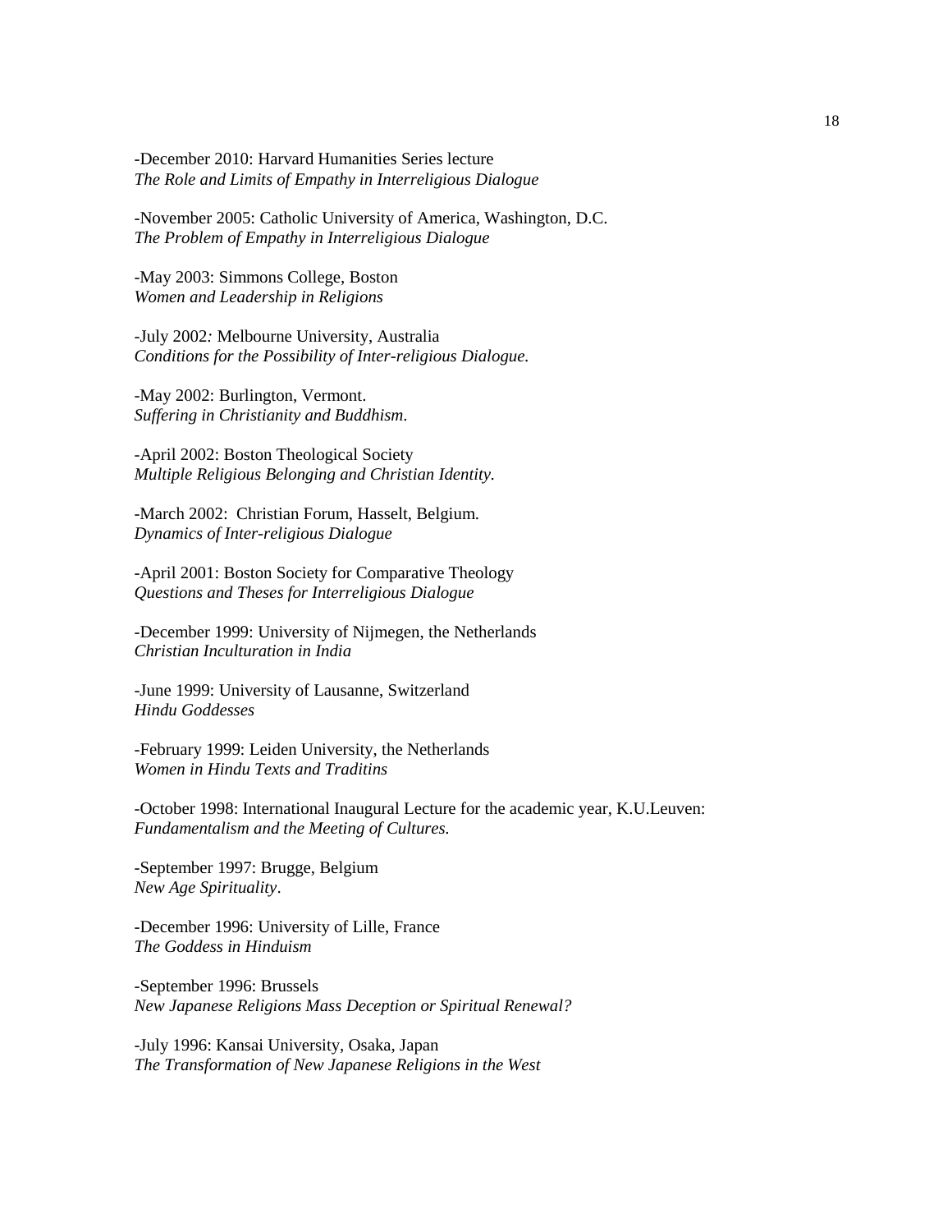-December 2010: Harvard Humanities Series lecture
*The Role and Limits of Empathy in Interreligious Dialogue*

-November 2005: Catholic University of America, Washington, D.C.
*The Problem of Empathy in Interreligious Dialogue*

-May 2003: Simmons College, Boston
*Women and Leadership in Religions*

-July 2002: Melbourne University, Australia
*Conditions for the Possibility of Inter-religious Dialogue.*

-May 2002: Burlington, Vermont.
*Suffering in Christianity and Buddhism*.

-April 2002: Boston Theological Society
*Multiple Religious Belonging and Christian Identity.*

-March 2002: Christian Forum, Hasselt, Belgium.
*Dynamics of Inter-religious Dialogue*

-April 2001: Boston Society for Comparative Theology
*Questions and Theses for Interreligious Dialogue*

-December 1999: University of Nijmegen, the Netherlands
*Christian Inculturation in India*

-June 1999: University of Lausanne, Switzerland
*Hindu Goddesses*

-February 1999: Leiden University, the Netherlands
*Women in Hindu Texts and Traditins*

-October 1998: International Inaugural Lecture for the academic year, K.U.Leuven:
*Fundamentalism and the Meeting of Cultures.*

-September 1997: Brugge, Belgium
*New Age Spirituality*.

-December 1996: University of Lille, France
*The Goddess in Hinduism*

-September 1996: Brussels
*New Japanese Religions Mass Deception or Spiritual Renewal?*

-July 1996: Kansai University, Osaka, Japan
*The Transformation of New Japanese Religions in the West*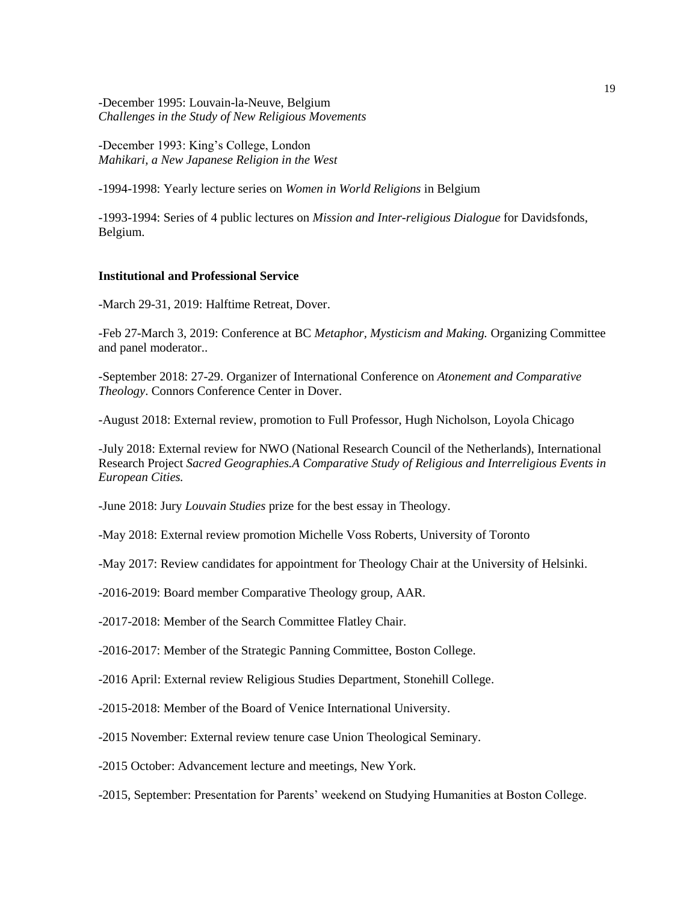-December 1995: Louvain-la-Neuve, Belgium
*Challenges in the Study of New Religious Movements*

-December 1993: King's College, London
*Mahikari, a New Japanese Religion in the West*

-1994-1998: Yearly lecture series on *Women in World Religions* in Belgium

-1993-1994: Series of 4 public lectures on *Mission and Inter-religious Dialogue* for Davidsfonds, Belgium.

**Institutional and Professional Service**

-March 29-31, 2019: Halftime Retreat, Dover.

-Feb 27-March 3, 2019: Conference at BC *Metaphor, Mysticism and Making.* Organizing Committee and panel moderator..

-September 2018: 27-29. Organizer of International Conference on *Atonement and Comparative Theology*. Connors Conference Center in Dover.

-August 2018: External review, promotion to Full Professor, Hugh Nicholson, Loyola Chicago

-July 2018: External review for NWO (National Research Council of the Netherlands), International Research Project *Sacred Geographies.A Comparative Study of Religious and Interreligious Events in European Cities.*

-June 2018: Jury *Louvain Studies* prize for the best essay in Theology.

-May 2018: External review promotion Michelle Voss Roberts, University of Toronto

-May 2017: Review candidates for appointment for Theology Chair at the University of Helsinki.

-2016-2019: Board member Comparative Theology group, AAR.

-2017-2018: Member of the Search Committee Flatley Chair.

-2016-2017: Member of the Strategic Panning Committee, Boston College.

-2016 April: External review Religious Studies Department, Stonehill College.

-2015-2018: Member of the Board of Venice International University.

-2015 November: External review tenure case Union Theological Seminary.

-2015 October: Advancement lecture and meetings, New York.

-2015, September: Presentation for Parents' weekend on Studying Humanities at Boston College.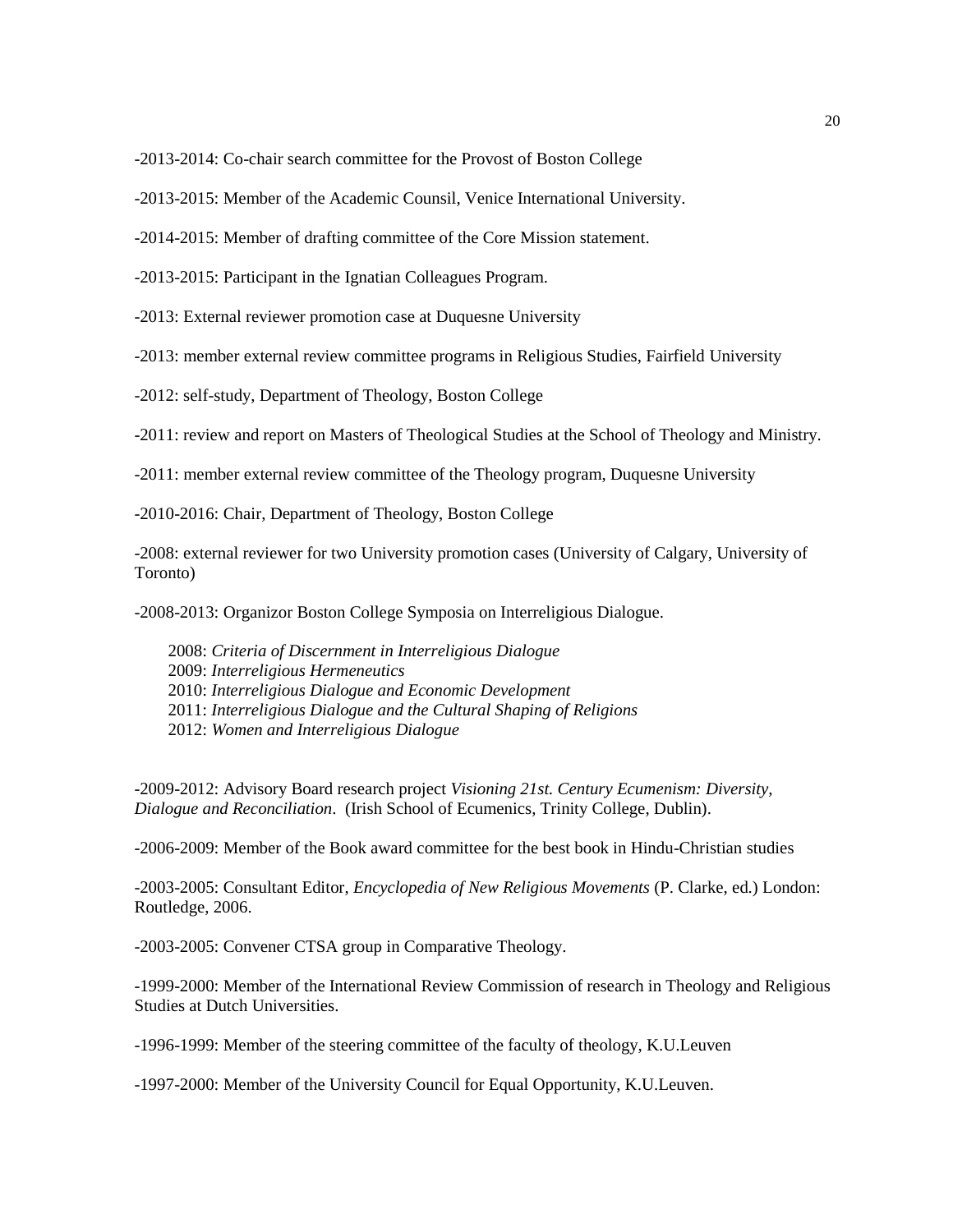-2013-2014: Co-chair search committee for the Provost of Boston College

-2013-2015: Member of the Academic Counsil, Venice International University.

-2014-2015: Member of drafting committee of the Core Mission statement.

-2013-2015: Participant in the Ignatian Colleagues Program.

-2013: External reviewer promotion case at Duquesne University

-2013: member external review committee programs in Religious Studies, Fairfield University

-2012: self-study, Department of Theology, Boston College

-2011: review and report on Masters of Theological Studies at the School of Theology and Ministry.

-2011: member external review committee of the Theology program, Duquesne University

-2010-2016: Chair, Department of Theology, Boston College

-2008: external reviewer for two University promotion cases (University of Calgary, University of Toronto)

-2008-2013: Organizor Boston College Symposia on Interreligious Dialogue.

2008: *Criteria of Discernment in Interreligious Dialogue*
2009: *Interreligious Hermeneutics*
2010: *Interreligious Dialogue and Economic Development*
2011: *Interreligious Dialogue and the Cultural Shaping of Religions*
2012: *Women and Interreligious Dialogue*

-2009-2012: Advisory Board research project *Visioning 21st. Century Ecumenism: Diversity, Dialogue and Reconciliation*. (Irish School of Ecumenics, Trinity College, Dublin).

-2006-2009: Member of the Book award committee for the best book in Hindu-Christian studies

-2003-2005: Consultant Editor, *Encyclopedia of New Religious Movements* (P. Clarke, ed.) London: Routledge, 2006.

-2003-2005: Convener CTSA group in Comparative Theology.

-1999-2000: Member of the International Review Commission of research in Theology and Religious Studies at Dutch Universities.

-1996-1999: Member of the steering committee of the faculty of theology, K.U.Leuven

-1997-2000: Member of the University Council for Equal Opportunity, K.U.Leuven.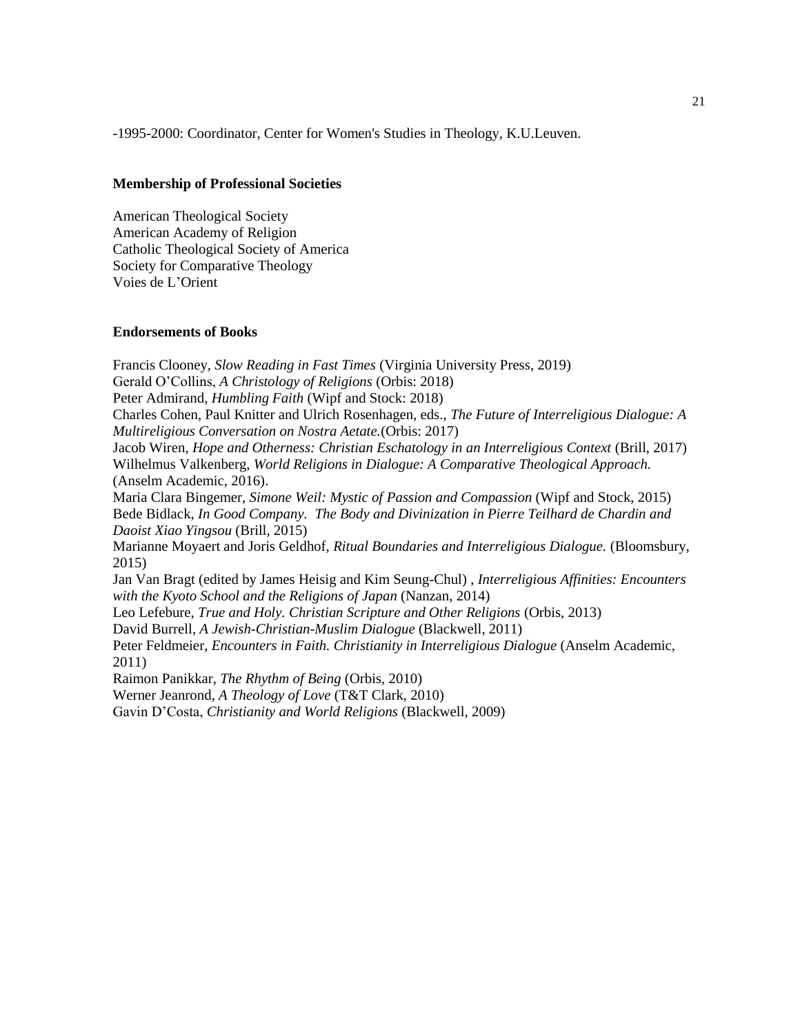-1995-2000: Coordinator, Center for Women's Studies in Theology, K.U.Leuven.

**Membership of Professional Societies**

American Theological Society  
American Academy of Religion  
Catholic Theological Society of America  
Society for Comparative Theology  
Voies de L'Orient

**Endorsements of Books**

Francis Clooney, *Slow Reading in Fast Times* (Virginia University Press, 2019)  
Gerald O'Collins, *A Christology of Religions* (Orbis: 2018)  
Peter Admirand, *Humbling Faith* (Wipf and Stock: 2018)  
Charles Cohen, Paul Knitter and Ulrich Rosenhagen, eds., *The Future of Interreligious Dialogue: A Multireligious Conversation on Nostra Aetate.*(Orbis: 2017)  
Jacob Wiren, *Hope and Otherness: Christian Eschatology in an Interreligious Context* (Brill, 2017)  
Wilhelmus Valkenberg, *World Religions in Dialogue: A Comparative Theological Approach.* (Anselm Academic, 2016).  
Maria Clara Bingemer, *Simone Weil: Mystic of Passion and Compassion* (Wipf and Stock, 2015)  
Bede Bidlack, *In Good Company. The Body and Divinization in Pierre Teilhard de Chardin and Daoist Xiao Yingsou* (Brill, 2015)  
Marianne Moyaert and Joris Geldhof, *Ritual Boundaries and Interreligious Dialogue.* (Bloomsbury, 2015)  
Jan Van Bragt (edited by James Heisig and Kim Seung-Chul) , *Interreligious Affinities: Encounters with the Kyoto School and the Religions of Japan* (Nanzan, 2014)  
Leo Lefebure, *True and Holy. Christian Scripture and Other Religions* (Orbis, 2013)  
David Burrell, *A Jewish-Christian-Muslim Dialogue* (Blackwell, 2011)  
Peter Feldmeier, *Encounters in Faith. Christianity in Interreligious Dialogue* (Anselm Academic, 2011)  
Raimon Panikkar, *The Rhythm of Being* (Orbis, 2010)  
Werner Jeanrond, *A Theology of Love* (T&T Clark, 2010)  
Gavin D'Costa, *Christianity and World Religions* (Blackwell, 2009)